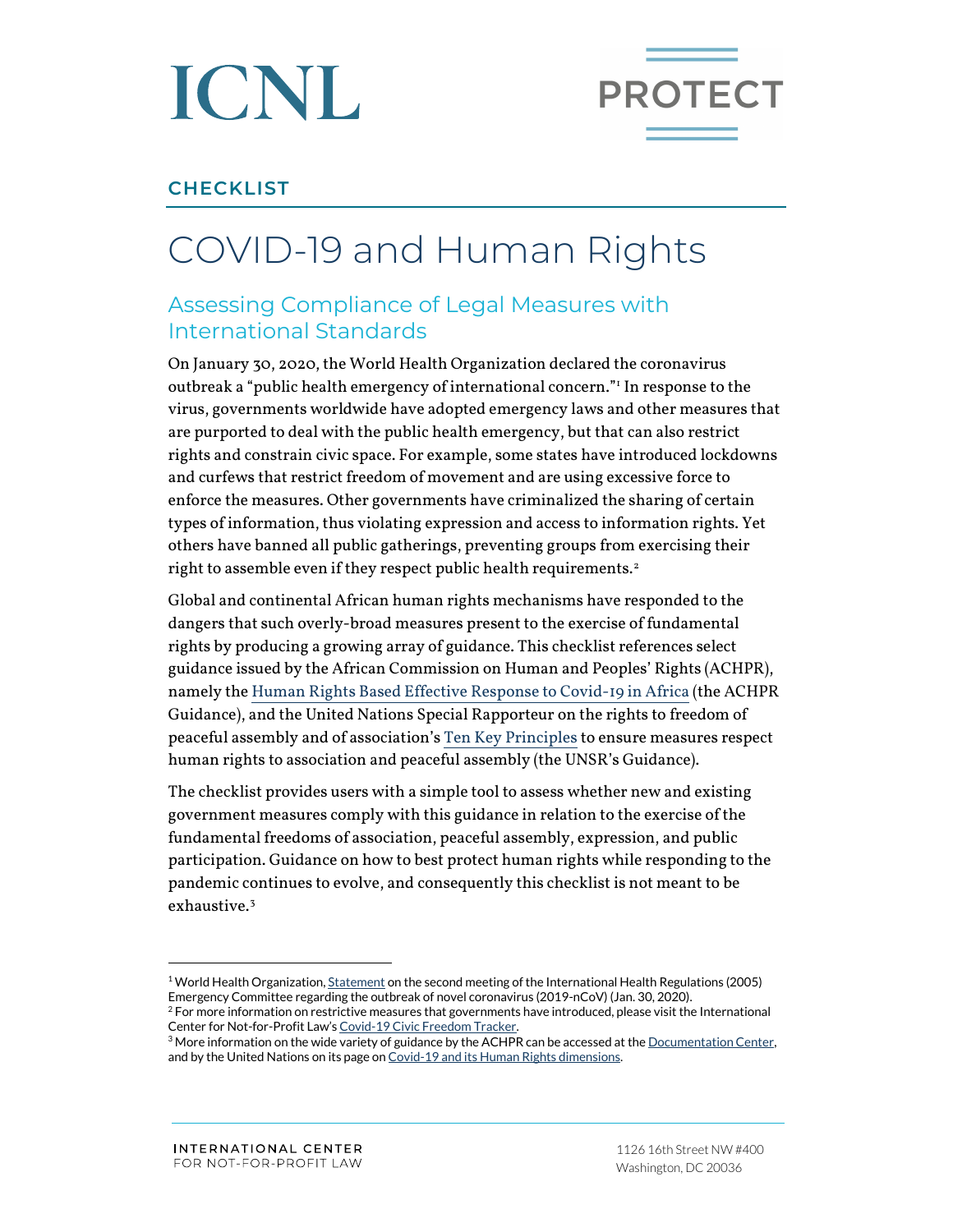ICNL

PROTECT

## CHECKLIST

# COVID-19 and Human Rights

## Assessing Compliance of Legal Measures with International Standards

On January 30, 2020, the World Health Organization declared the coronavirus outbreak a "public health emergency of international concern."[1] In response to the virus, governments worldwide have adopted emergency laws and other measures that are purported to deal with the public health emergency, but that can also restrict rights and constrain civic space. For example, some states have introduced lockdowns and curfews that restrict freedom of movement and are using excessive force to enforce the measures. Other governments have criminalized the sharing of certain types of information, thus violating expression and access to information rights. Yet others have banned all public gatherings, preventing groups from exercising their right to assemble even if they respect public health requirements.[2]

Global and continental African human rights mechanisms have responded to the dangers that such overly-broad measures present to the exercise of fundamental rights by producing a growing array of guidance. This checklist references select guidance issued by the African Commission on Human and Peoples' Rights (ACHPR), namely the Human Rights Based Effective Response to Covid-19 in Africa (the ACHPR Guidance), and the United Nations Special Rapporteur on the rights to freedom of peaceful assembly and of association's Ten Key Principles to ensure measures respect human rights to association and peaceful assembly (the UNSR's Guidance).

The checklist provides users with a simple tool to assess whether new and existing government measures comply with this guidance in relation to the exercise of the fundamental freedoms of association, peaceful assembly, expression, and public participation. Guidance on how to best protect human rights while responding to the pandemic continues to evolve, and consequently this checklist is not meant to be exhaustive.[3]

---

[1] World Health Organization, Statement on the second meeting of the International Health Regulations (2005) Emergency Committee regarding the outbreak of novel coronavirus (2019-nCoV) (Jan. 30, 2020).

[2] For more information on restrictive measures that governments have introduced, please visit the International Center for Not-for-Profit Law's Covid-19 Civic Freedom Tracker.

[3] More information on the wide variety of guidance by the ACHPR can be accessed at the Documentation Center, and by the United Nations on its page on Covid-19 and its Human Rights dimensions.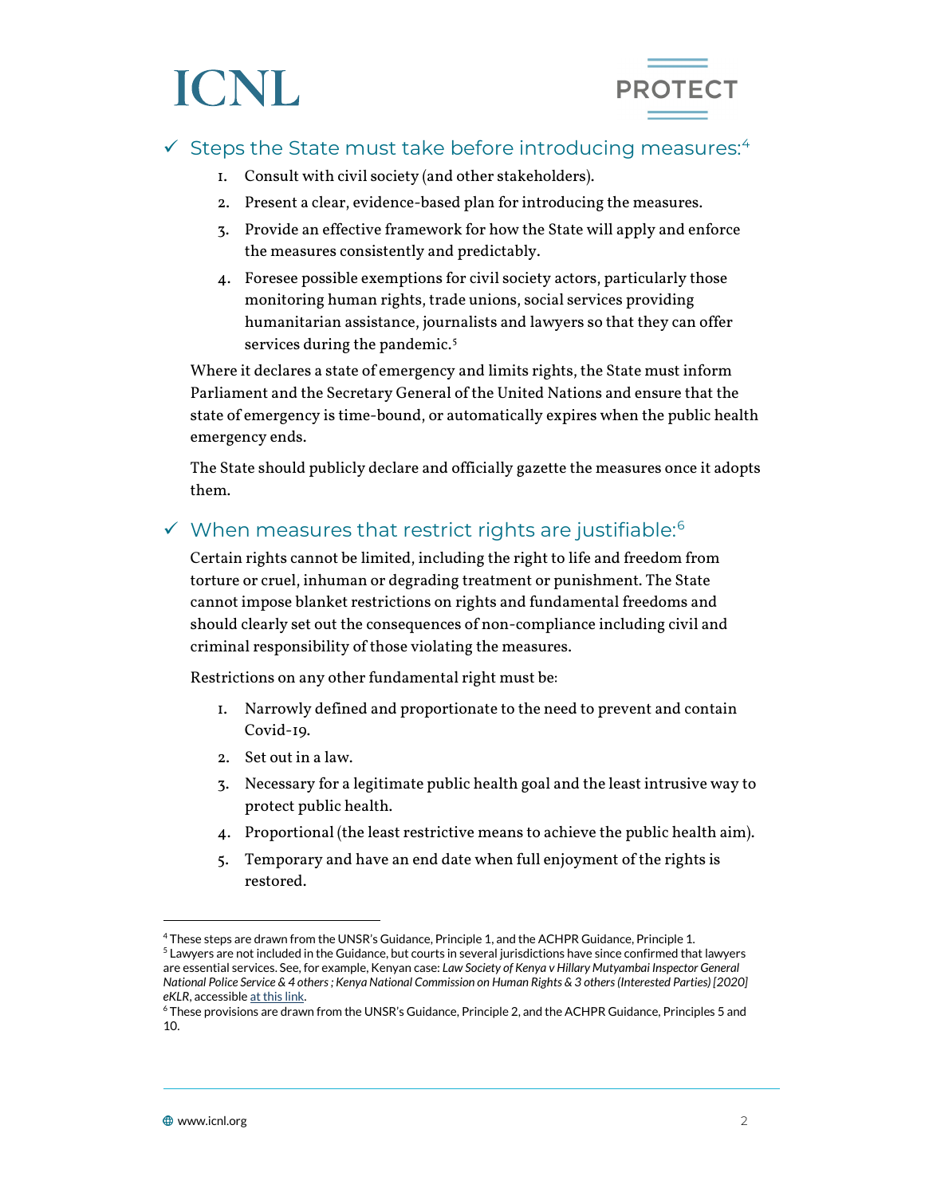## ✓ Steps the State must take before introducing measures:[4]

1. Consult with civil society (and other stakeholders).
2. Present a clear, evidence-based plan for introducing the measures.
3. Provide an effective framework for how the State will apply and enforce the measures consistently and predictably.
4. Foresee possible exemptions for civil society actors, particularly those monitoring human rights, trade unions, social services providing humanitarian assistance, journalists and lawyers so that they can offer services during the pandemic.[5]

Where it declares a state of emergency and limits rights, the State must inform Parliament and the Secretary General of the United Nations and ensure that the state of emergency is time-bound, or automatically expires when the public health emergency ends.

The State should publicly declare and officially gazette the measures once it adopts them.

## ✓ When measures that restrict rights are justifiable:[6]

Certain rights cannot be limited, including the right to life and freedom from torture or cruel, inhuman or degrading treatment or punishment. The State cannot impose blanket restrictions on rights and fundamental freedoms and should clearly set out the consequences of non-compliance including civil and criminal responsibility of those violating the measures.

Restrictions on any other fundamental right must be:

1. Narrowly defined and proportionate to the need to prevent and contain Covid-19.
2. Set out in a law.
3. Necessary for a legitimate public health goal and the least intrusive way to protect public health.
4. Proportional (the least restrictive means to achieve the public health aim).
5. Temporary and have an end date when full enjoyment of the rights is restored.

---

[4] These steps are drawn from the UNSR's Guidance, Principle 1, and the ACHPR Guidance, Principle 1.

[5] Lawyers are not included in the Guidance, but courts in several jurisdictions have since confirmed that lawyers are essential services. See, for example, Kenyan case: *Law Society of Kenya v Hillary Mutyambai Inspector General National Police Service & 4 others ; Kenya National Commission on Human Rights & 3 others (Interested Parties) [2020] eKLR*, accessible at this link.

[6] These provisions are drawn from the UNSR's Guidance, Principle 2, and the ACHPR Guidance, Principles 5 and 10.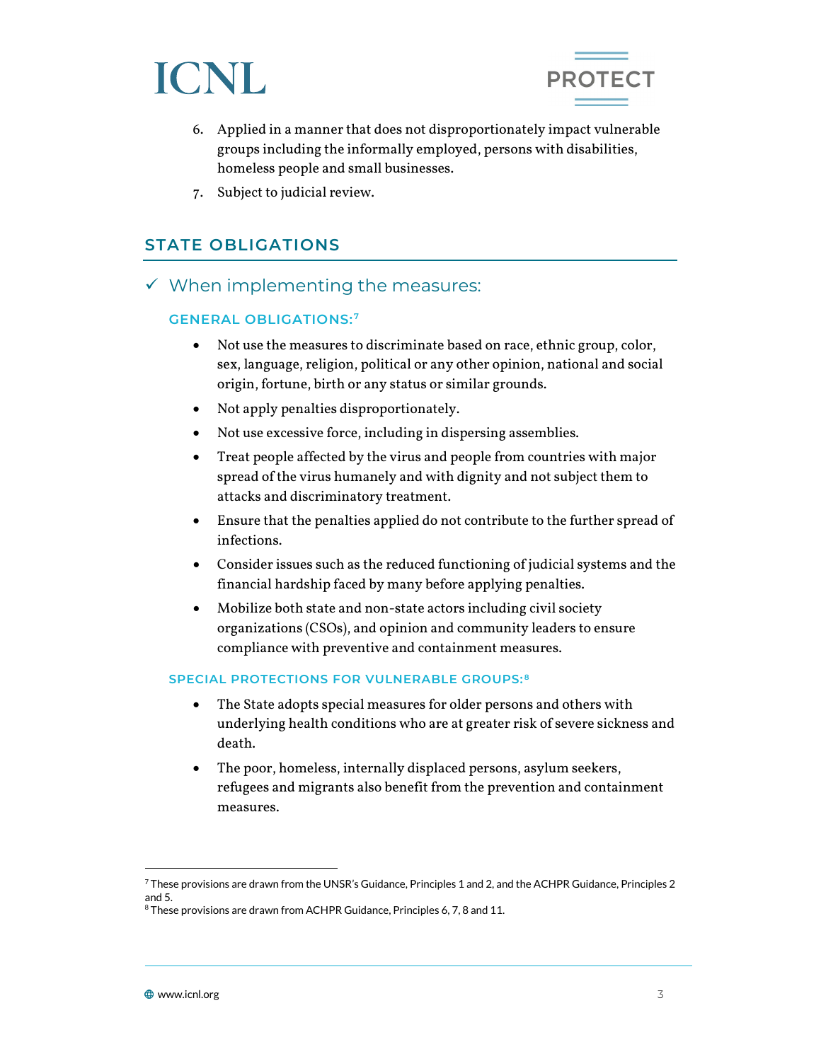6. Applied in a manner that does not disproportionately impact vulnerable groups including the informally employed, persons with disabilities, homeless people and small businesses.
7. Subject to judicial review.

## STATE OBLIGATIONS

### ✓ When implementing the measures:

#### GENERAL OBLIGATIONS:[7]

- Not use the measures to discriminate based on race, ethnic group, color, sex, language, religion, political or any other opinion, national and social origin, fortune, birth or any status or similar grounds.
- Not apply penalties disproportionately.
- Not use excessive force, including in dispersing assemblies.
- Treat people affected by the virus and people from countries with major spread of the virus humanely and with dignity and not subject them to attacks and discriminatory treatment.
- Ensure that the penalties applied do not contribute to the further spread of infections.
- Consider issues such as the reduced functioning of judicial systems and the financial hardship faced by many before applying penalties.
- Mobilize both state and non-state actors including civil society organizations (CSOs), and opinion and community leaders to ensure compliance with preventive and containment measures.

#### SPECIAL PROTECTIONS FOR VULNERABLE GROUPS:[8]

- The State adopts special measures for older persons and others with underlying health conditions who are at greater risk of severe sickness and death.
- The poor, homeless, internally displaced persons, asylum seekers, refugees and migrants also benefit from the prevention and containment measures.

---

[7] These provisions are drawn from the UNSR's Guidance, Principles 1 and 2, and the ACHPR Guidance, Principles 2 and 5.

[8] These provisions are drawn from ACHPR Guidance, Principles 6, 7, 8 and 11.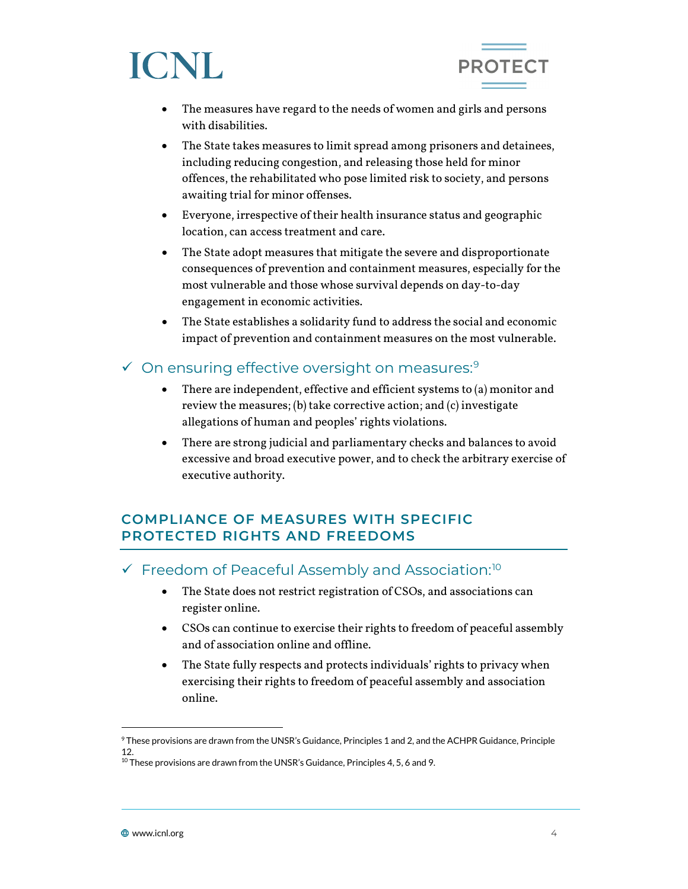- The measures have regard to the needs of women and girls and persons with disabilities.
- The State takes measures to limit spread among prisoners and detainees, including reducing congestion, and releasing those held for minor offences, the rehabilitated who pose limited risk to society, and persons awaiting trial for minor offenses.
- Everyone, irrespective of their health insurance status and geographic location, can access treatment and care.
- The State adopt measures that mitigate the severe and disproportionate consequences of prevention and containment measures, especially for the most vulnerable and those whose survival depends on day-to-day engagement in economic activities.
- The State establishes a solidarity fund to address the social and economic impact of prevention and containment measures on the most vulnerable.

### ✓ On ensuring effective oversight on measures:[9]

- There are independent, effective and efficient systems to (a) monitor and review the measures; (b) take corrective action; and (c) investigate allegations of human and peoples' rights violations.
- There are strong judicial and parliamentary checks and balances to avoid excessive and broad executive power, and to check the arbitrary exercise of executive authority.

## COMPLIANCE OF MEASURES WITH SPECIFIC PROTECTED RIGHTS AND FREEDOMS

### ✓ Freedom of Peaceful Assembly and Association:[10]

- The State does not restrict registration of CSOs, and associations can register online.
- CSOs can continue to exercise their rights to freedom of peaceful assembly and of association online and offline.
- The State fully respects and protects individuals' rights to privacy when exercising their rights to freedom of peaceful assembly and association online.

---

[9] These provisions are drawn from the UNSR's Guidance, Principles 1 and 2, and the ACHPR Guidance, Principle 12.

[10] These provisions are drawn from the UNSR's Guidance, Principles 4, 5, 6 and 9.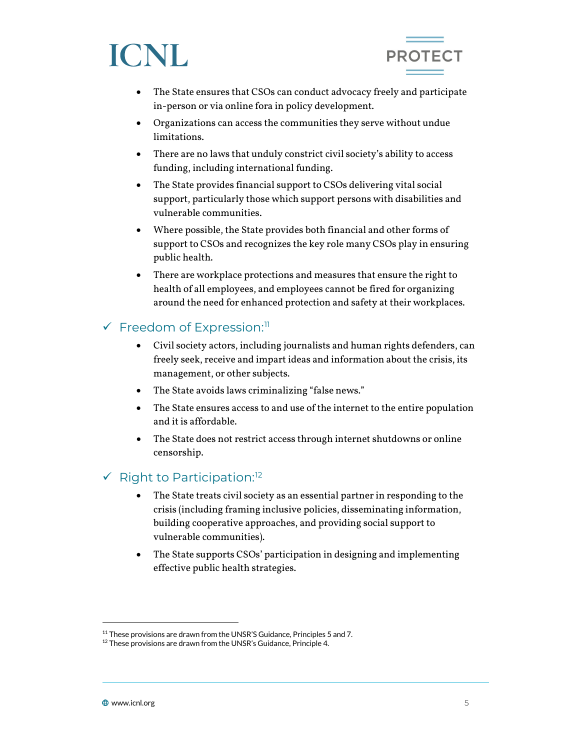- The State ensures that CSOs can conduct advocacy freely and participate in-person or via online fora in policy development.
- Organizations can access the communities they serve without undue limitations.
- There are no laws that unduly constrict civil society's ability to access funding, including international funding.
- The State provides financial support to CSOs delivering vital social support, particularly those which support persons with disabilities and vulnerable communities.
- Where possible, the State provides both financial and other forms of support to CSOs and recognizes the key role many CSOs play in ensuring public health.
- There are workplace protections and measures that ensure the right to health of all employees, and employees cannot be fired for organizing around the need for enhanced protection and safety at their workplaces.

## ✓ Freedom of Expression:[11]

- Civil society actors, including journalists and human rights defenders, can freely seek, receive and impart ideas and information about the crisis, its management, or other subjects.
- The State avoids laws criminalizing "false news."
- The State ensures access to and use of the internet to the entire population and it is affordable.
- The State does not restrict access through internet shutdowns or online censorship.

## ✓ Right to Participation:[12]

- The State treats civil society as an essential partner in responding to the crisis (including framing inclusive policies, disseminating information, building cooperative approaches, and providing social support to vulnerable communities).
- The State supports CSOs' participation in designing and implementing effective public health strategies.

---

[11] These provisions are drawn from the UNSR'S Guidance, Principles 5 and 7.

[12] These provisions are drawn from the UNSR's Guidance, Principle 4.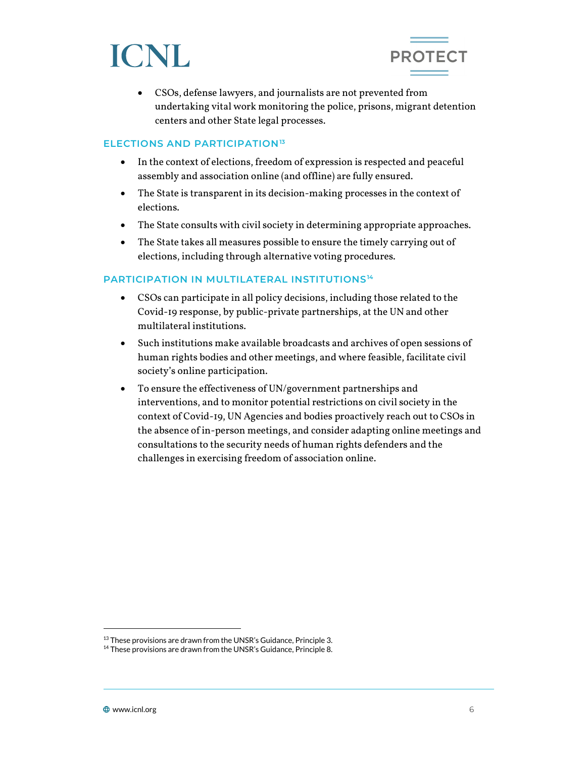- CSOs, defense lawyers, and journalists are not prevented from undertaking vital work monitoring the police, prisons, migrant detention centers and other State legal processes.

### ELECTIONS AND PARTICIPATION[13]

- In the context of elections, freedom of expression is respected and peaceful assembly and association online (and offline) are fully ensured.
- The State is transparent in its decision-making processes in the context of elections.
- The State consults with civil society in determining appropriate approaches.
- The State takes all measures possible to ensure the timely carrying out of elections, including through alternative voting procedures.

### PARTICIPATION IN MULTILATERAL INSTITUTIONS[14]

- CSOs can participate in all policy decisions, including those related to the Covid-19 response, by public-private partnerships, at the UN and other multilateral institutions.
- Such institutions make available broadcasts and archives of open sessions of human rights bodies and other meetings, and where feasible, facilitate civil society's online participation.
- To ensure the effectiveness of UN/government partnerships and interventions, and to monitor potential restrictions on civil society in the context of Covid-19, UN Agencies and bodies proactively reach out to CSOs in the absence of in-person meetings, and consider adapting online meetings and consultations to the security needs of human rights defenders and the challenges in exercising freedom of association online.

---

[13] These provisions are drawn from the UNSR's Guidance, Principle 3.

[14] These provisions are drawn from the UNSR's Guidance, Principle 8.